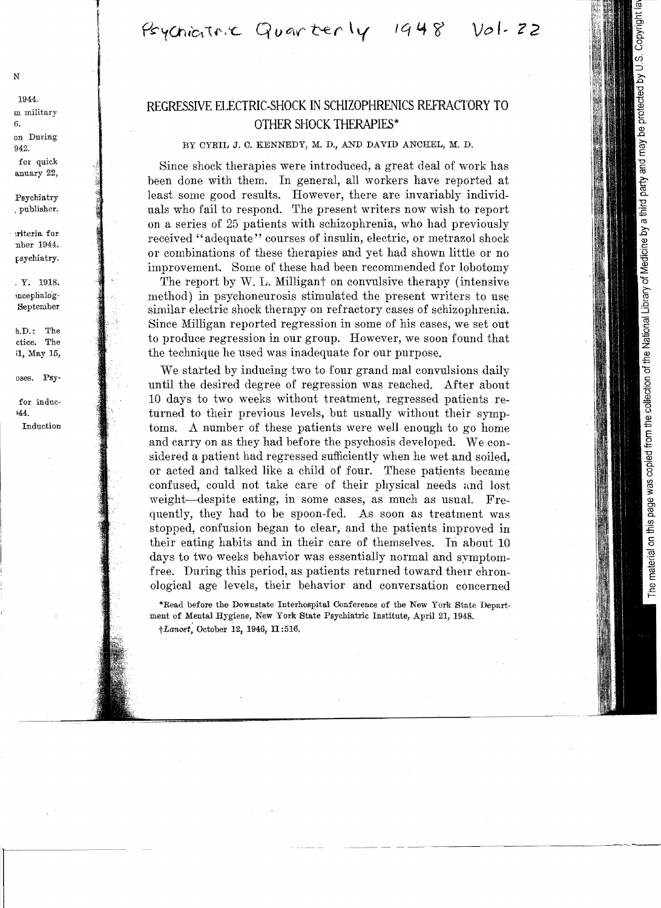# REGRESSIVE ELECTRIC-SHOCK IN SCHIZOPHRENICS REFRACTORY TO OTHER SHOCK THERAPIES*

BY CYRIL J. C. KENNEDY, M. D., AND DAVID ANCHEL, M. D.

Since shock therapies were introduced, a great deal of work has been done with them. In general, all workers have reported at least some good results. However, there are invariably individuals who fail to respond. The present writers now wish to report on a series of 25 patients with schizophrenia, who had previously received "adequate" courses of insulin, electric, or metrazol shock or combinations of these therapies and yet had shown little or no improvement. Some of these had been recommended for lobotomy

The report by W. L. Milligan† on convulsive therapy (intensive method) in psychoneurosis stimulated the present writers to use similar electric shock therapy on refractory cases of schizophrenia. Since Milligan reported regression in some of his cases, we set out to produce regression in our group. However, we soon found that the technique he used was inadequate for our purpose.

We started by inducing two to four grand mal convulsions daily until the desired degree of regression was reached. After about 10 days to two weeks without treatment, regressed patients returned to their previous levels, but usually without their symptoms. A number of these patients were well enough to go home and carry on as they had before the psychosis developed. We considered a patient had regressed sufficiently when he wet and soiled, or acted and talked like a child of four. These patients became confused, could not take care of their physical needs and lost weight—despite eating, in some cases, as much as usual. Frequently, they had to be spoon-fed. As soon as treatment was stopped, confusion began to clear, and the patients improved in their eating habits and in their care of themselves. In about 10 days to two weeks behavior was essentially normal and symptom-free. During this period, as patients returned toward their chronological age levels, their behavior and conversation concerned

*Read before the Downstate Interhospital Conference of the New York State Department of Mental Hygiene, New York State Psychiatric Institute, April 21, 1948.

†*Lancet*, October 12, 1946, II:516.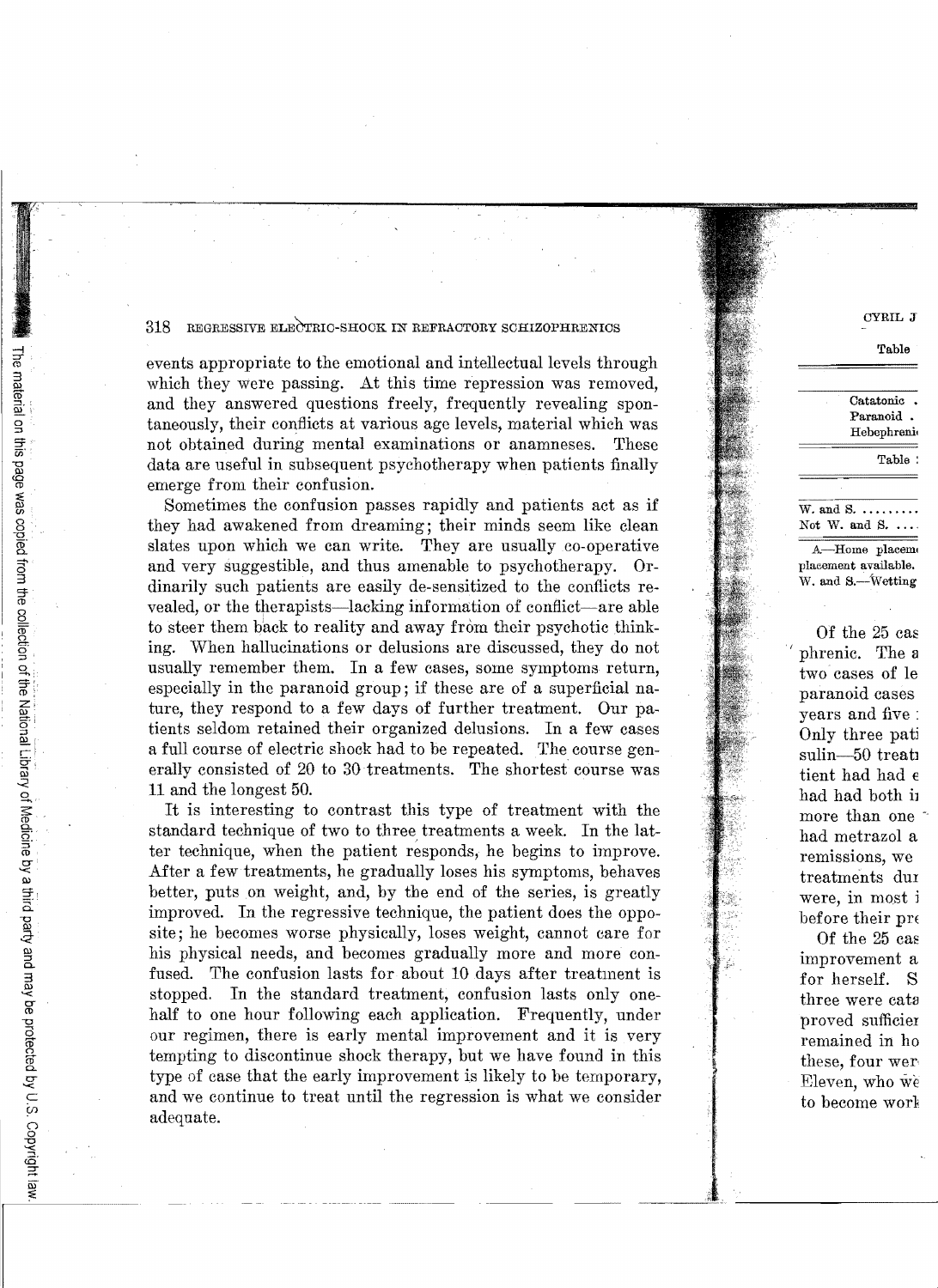events appropriate to the emotional and intellectual levels through which they were passing. At this time repression was removed, and they answered questions freely, frequently revealing spontaneously, their conflicts at various age levels, material which was not obtained during mental examinations or anamneses. These data are useful in subsequent psychotherapy when patients finally emerge from their confusion.

Sometimes the confusion passes rapidly and patients act as if they had awakened from dreaming; their minds seem like clean slates upon which we can write. They are usually co-operative and very suggestible, and thus amenable to psychotherapy. Ordinarily such patients are easily de-sensitized to the conflicts revealed, or the therapists—lacking information of conflict—are able to steer them back to reality and away from their psychotic thinking. When hallucinations or delusions are discussed, they do not usually remember them. In a few cases, some symptoms return, especially in the paranoid group; if these are of a superficial nature, they respond to a few days of further treatment. Our patients seldom retained their organized delusions. In a few cases a full course of electric shock had to be repeated. The course generally consisted of 20 to 30 treatments. The shortest course was 11 and the longest 50.

It is interesting to contrast this type of treatment with the standard technique of two to three treatments a week. In the latter technique, when the patient responds, he begins to improve. After a few treatments, he gradually loses his symptoms, behaves better, puts on weight, and, by the end of the series, is greatly improved. In the regressive technique, the patient does the opposite; he becomes worse physically, loses weight, cannot care for his physical needs, and becomes gradually more and more confused. The confusion lasts for about 10 days after treatment is stopped. In the standard treatment, confusion lasts only one-half to one hour following each application. Frequently, under our regimen, there is early mental improvement and it is very tempting to discontinue shock therapy, but we have found in this type of case that the early improvement is likely to be temporary, and we continue to treat until the regression is what we consider adequate.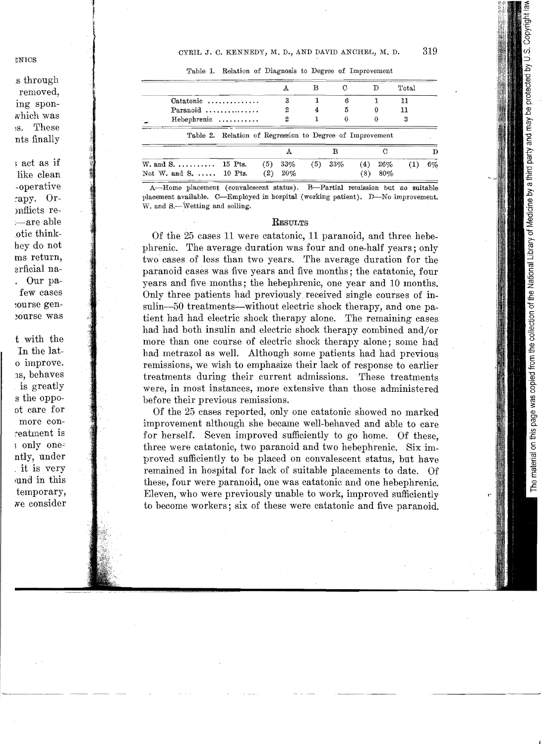Table 1. Relation of Diagnosis to Degree of Improvement

| | A | B | C | D | Total |
|---|---|---|---|---|---|
| Catatonic .............. | 3 | 1 | 6 | 1 | 11 |
| Paranoid .............. | 2 | 4 | 5 | 0 | 11 |
| Hebephrenic ........... | 2 | 1 | 0 | 0 | 3 |

Table 2. Relation of Regression to Degree of Improvement

| | | A | B | C | D |
|---|---|---|---|---|---|
| W. and S. .......... | 15 Pts. | (5) 33% | (5) 33% | (4) 26% | (1) 6% |
| Not W. and S. ..... | 10 Pts. | (2) 20% | | (8) 80% | |

A—Home placement (convalescent status). B—Partial remission but no suitable placement available. C—Employed in hospital (working patient). D—No improvement. W. and S.—Wetting and soiling.

## Results

Of the 25 cases 11 were catatonic, 11 paranoid, and three hebephrenic. The average duration was four and one-half years; only two cases of less than two years. The average duration for the paranoid cases was five years and five months; the catatonic, four years and five months; the hebephrenic, one year and 10 months. Only three patients had previously received single courses of insulin—50 treatments—without electric shock therapy, and one patient had had electric shock therapy alone. The remaining cases had had both insulin and electric shock therapy combined and/or more than one course of electric shock therapy alone; some had had metrazol as well. Although some patients had had previous remissions, we wish to emphasize their lack of response to earlier treatments during their current admissions. These treatments were, in most instances, more extensive than those administered before their previous remissions.

Of the 25 cases reported, only one catatonic showed no marked improvement although she became well-behaved and able to care for herself. Seven improved sufficiently to go home. Of these, three were catatonic, two paranoid and two hebephrenic. Six improved sufficiently to be placed on convalescent status, but have remained in hospital for lack of suitable placements to date. Of these, four were paranoid, one was catatonic and one hebephrenic. Eleven, who were previously unable to work, improved sufficiently to become workers; six of these were catatonic and five paranoid.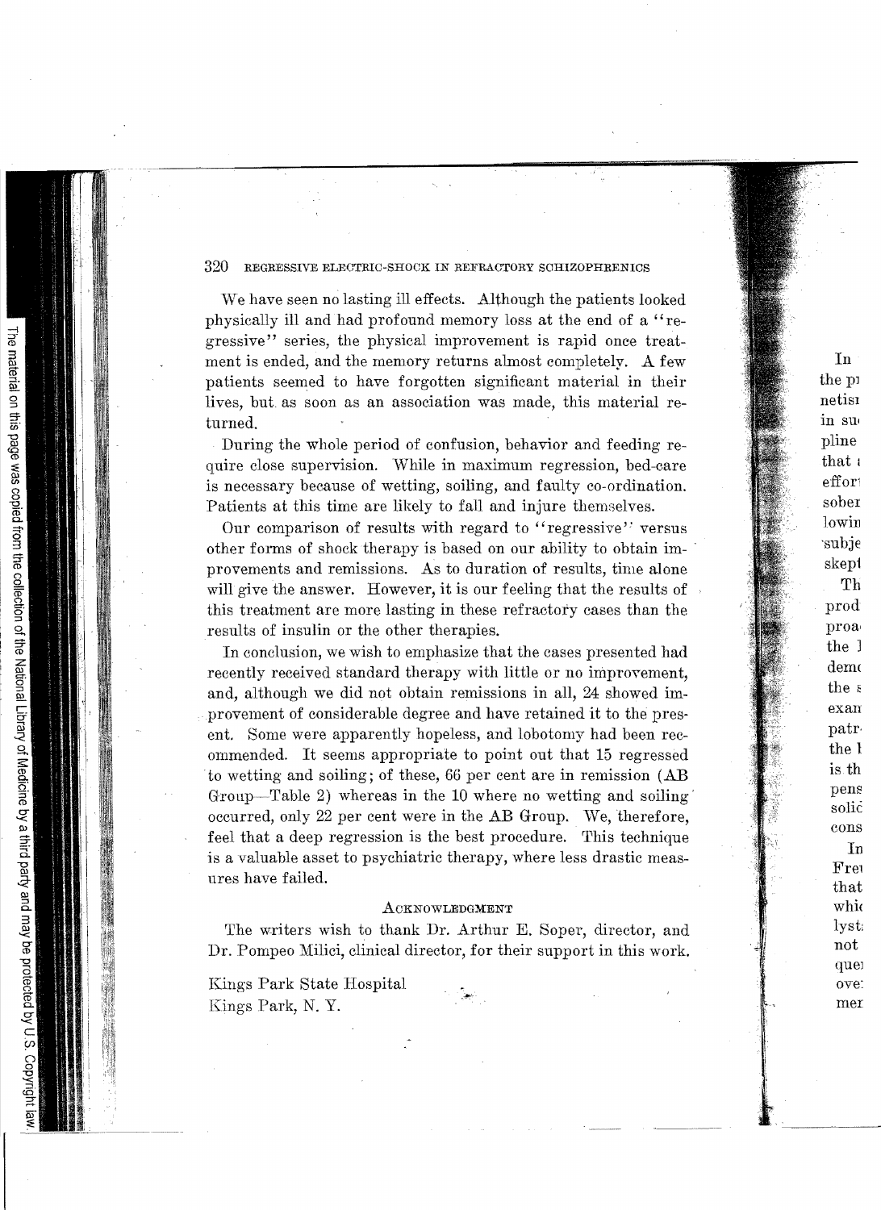We have seen no lasting ill effects. Although the patients looked physically ill and had profound memory loss at the end of a "regressive" series, the physical improvement is rapid once treatment is ended, and the memory returns almost completely. A few patients seemed to have forgotten significant material in their lives, but as soon as an association was made, this material returned.

During the whole period of confusion, behavior and feeding require close supervision. While in maximum regression, bed-care is necessary because of wetting, soiling, and faulty co-ordination. Patients at this time are likely to fall and injure themselves.

Our comparison of results with regard to "regressive" versus other forms of shock therapy is based on our ability to obtain improvements and remissions. As to duration of results, time alone will give the answer. However, it is our feeling that the results of this treatment are more lasting in these refractory cases than the results of insulin or the other therapies.

In conclusion, we wish to emphasize that the cases presented had recently received standard therapy with little or no improvement, and, although we did not obtain remissions in all, 24 showed improvement of considerable degree and have retained it to the present. Some were apparently hopeless, and lobotomy had been recommended. It seems appropriate to point out that 15 regressed to wetting and soiling; of these, 66 per cent are in remission (AB Group—Table 2) whereas in the 10 where no wetting and soiling occurred, only 22 per cent were in the AB Group. We, therefore, feel that a deep regression is the best procedure. This technique is a valuable asset to psychiatric therapy, where less drastic measures have failed.

## Acknowledgment

The writers wish to thank Dr. Arthur E. Soper, director, and Dr. Pompeo Milici, clinical director, for their support in this work.

Kings Park State Hospital
Kings Park, N. Y.